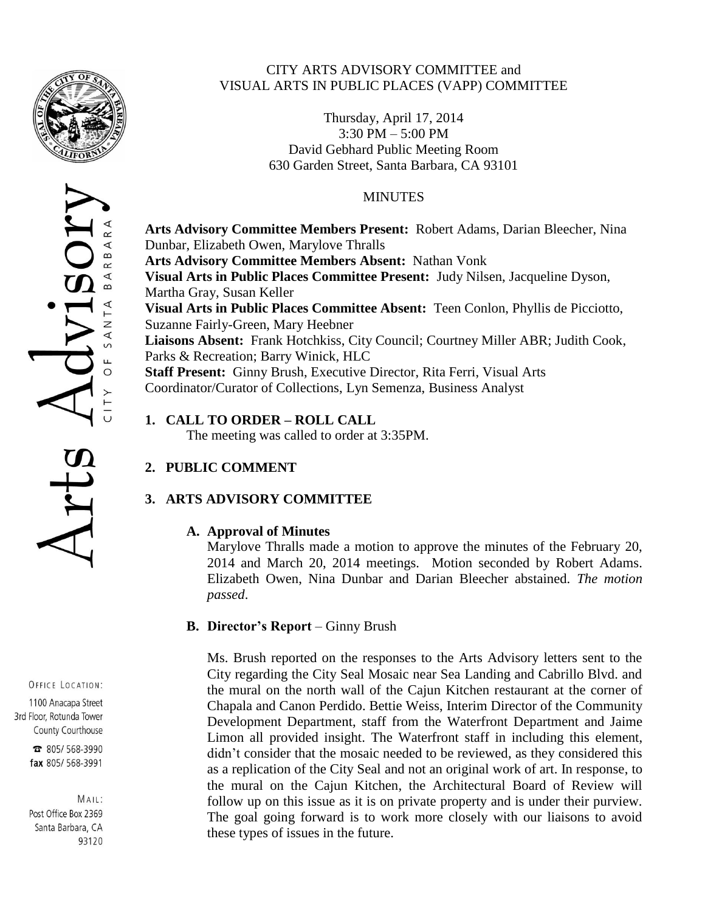CITY ARTS ADVISORY COMMITTEE and
VISUAL ARTS IN PUBLIC PLACES (VAPP) COMMITTEE

Thursday, April 17, 2014
3:30 PM – 5:00 PM
David Gebhard Public Meeting Room
630 Garden Street, Santa Barbara, CA 93101

MINUTES

**Arts Advisory Committee Members Present:** Robert Adams, Darian Bleecher, Nina Dunbar, Elizabeth Owen, Marylove Thralls
**Arts Advisory Committee Members Absent:** Nathan Vonk
**Visual Arts in Public Places Committee Present:** Judy Nilsen, Jacqueline Dyson, Martha Gray, Susan Keller
**Visual Arts in Public Places Committee Absent:** Teen Conlon, Phyllis de Picciotto, Suzanne Fairly-Green, Mary Heebner
**Liaisons Absent:** Frank Hotchkiss, City Council; Courtney Miller ABR; Judith Cook, Parks & Recreation; Barry Winick, HLC
**Staff Present:** Ginny Brush, Executive Director, Rita Ferri, Visual Arts Coordinator/Curator of Collections, Lyn Semenza, Business Analyst

OFFICE LOCATION:
1100 Anacapa Street
3rd Floor, Rotunda Tower
County Courthouse
805/ 568-3990
fax 805/ 568-3991

MAIL:
Post Office Box 2369
Santa Barbara, CA
93120

## 1. CALL TO ORDER – ROLL CALL

The meeting was called to order at 3:35PM.

## 2. PUBLIC COMMENT

## 3. ARTS ADVISORY COMMITTEE

### A. Approval of Minutes

Marylove Thralls made a motion to approve the minutes of the February 20, 2014 and March 20, 2014 meetings. Motion seconded by Robert Adams. Elizabeth Owen, Nina Dunbar and Darian Bleecher abstained. *The motion passed*.

### B. Director's Report – Ginny Brush

Ms. Brush reported on the responses to the Arts Advisory letters sent to the City regarding the City Seal Mosaic near Sea Landing and Cabrillo Blvd. and the mural on the north wall of the Cajun Kitchen restaurant at the corner of Chapala and Canon Perdido. Bettie Weiss, Interim Director of the Community Development Department, staff from the Waterfront Department and Jaime Limon all provided insight. The Waterfront staff in including this element, didn't consider that the mosaic needed to be reviewed, as they considered this as a replication of the City Seal and not an original work of art. In response, to the mural on the Cajun Kitchen, the Architectural Board of Review will follow up on this issue as it is on private property and is under their purview. The goal going forward is to work more closely with our liaisons to avoid these types of issues in the future.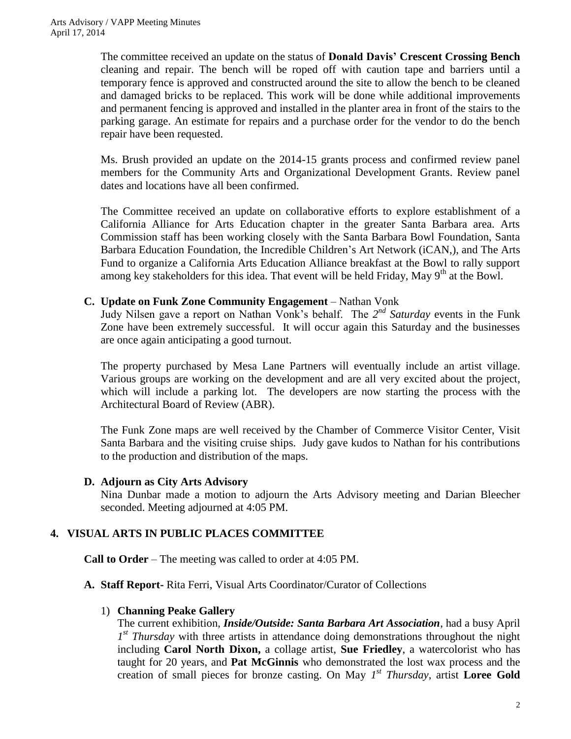The committee received an update on the status of **Donald Davis' Crescent Crossing Bench** cleaning and repair. The bench will be roped off with caution tape and barriers until a temporary fence is approved and constructed around the site to allow the bench to be cleaned and damaged bricks to be replaced. This work will be done while additional improvements and permanent fencing is approved and installed in the planter area in front of the stairs to the parking garage. An estimate for repairs and a purchase order for the vendor to do the bench repair have been requested.

Ms. Brush provided an update on the 2014-15 grants process and confirmed review panel members for the Community Arts and Organizational Development Grants. Review panel dates and locations have all been confirmed.

The Committee received an update on collaborative efforts to explore establishment of a California Alliance for Arts Education chapter in the greater Santa Barbara area. Arts Commission staff has been working closely with the Santa Barbara Bowl Foundation, Santa Barbara Education Foundation, the Incredible Children's Art Network (iCAN,), and The Arts Fund to organize a California Arts Education Alliance breakfast at the Bowl to rally support among key stakeholders for this idea. That event will be held Friday, May 9th at the Bowl.

**C. Update on Funk Zone Community Engagement** – Nathan Vonk

Judy Nilsen gave a report on Nathan Vonk's behalf. The *2nd Saturday* events in the Funk Zone have been extremely successful. It will occur again this Saturday and the businesses are once again anticipating a good turnout.

The property purchased by Mesa Lane Partners will eventually include an artist village. Various groups are working on the development and are all very excited about the project, which will include a parking lot. The developers are now starting the process with the Architectural Board of Review (ABR).

The Funk Zone maps are well received by the Chamber of Commerce Visitor Center, Visit Santa Barbara and the visiting cruise ships. Judy gave kudos to Nathan for his contributions to the production and distribution of the maps.

**D. Adjourn as City Arts Advisory**

Nina Dunbar made a motion to adjourn the Arts Advisory meeting and Darian Bleecher seconded. Meeting adjourned at 4:05 PM.

## 4. VISUAL ARTS IN PUBLIC PLACES COMMITTEE

**Call to Order** – The meeting was called to order at 4:05 PM.

**A. Staff Report-** Rita Ferri, Visual Arts Coordinator/Curator of Collections

1) **Channing Peake Gallery**

The current exhibition, ***Inside/Outside: Santa Barbara Art Association***, had a busy April *1st Thursday* with three artists in attendance doing demonstrations throughout the night including **Carol North Dixon,** a collage artist, **Sue Friedley**, a watercolorist who has taught for 20 years, and **Pat McGinnis** who demonstrated the lost wax process and the creation of small pieces for bronze casting. On May *1st Thursday*, artist **Loree Gold**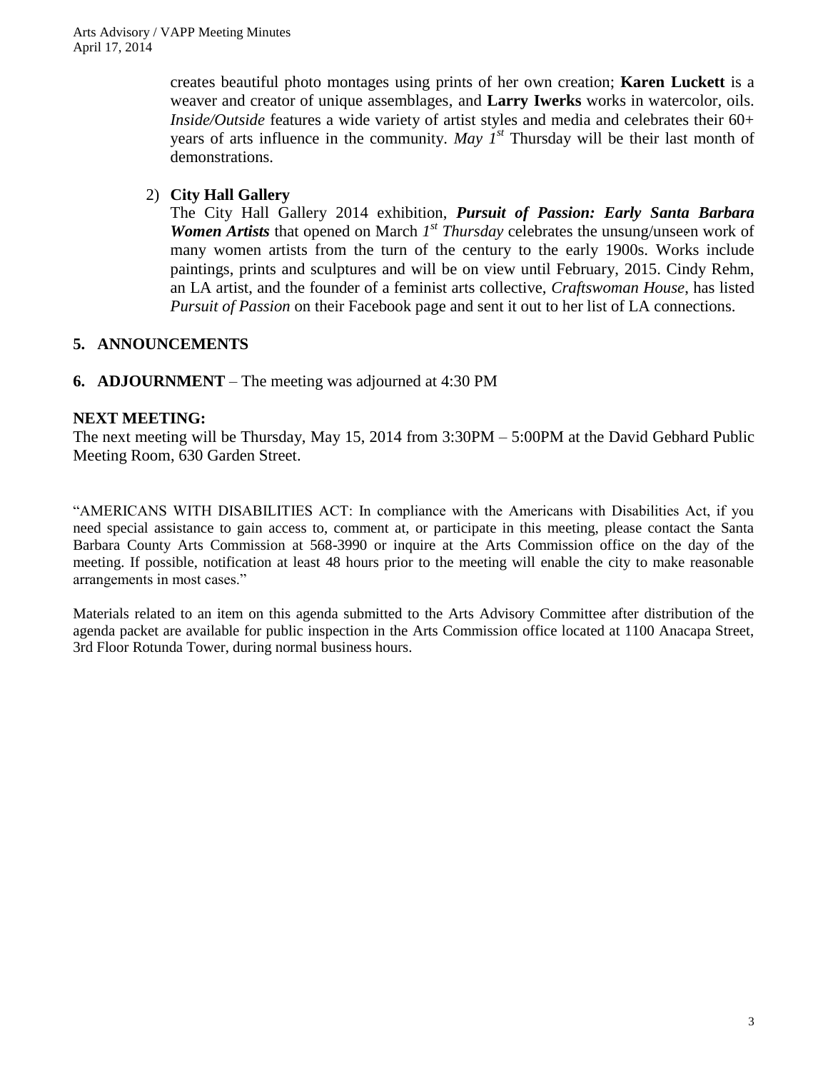creates beautiful photo montages using prints of her own creation; **Karen Luckett** is a weaver and creator of unique assemblages, and **Larry Iwerks** works in watercolor, oils. *Inside/Outside* features a wide variety of artist styles and media and celebrates their 60+ years of arts influence in the community. *May 1st* Thursday will be their last month of demonstrations.

2) **City Hall Gallery**
   The City Hall Gallery 2014 exhibition, ***Pursuit of Passion: Early Santa Barbara Women Artists*** that opened on March *1st Thursday* celebrates the unsung/unseen work of many women artists from the turn of the century to the early 1900s. Works include paintings, prints and sculptures and will be on view until February, 2015. Cindy Rehm, an LA artist, and the founder of a feminist arts collective, *Craftswoman House*, has listed *Pursuit of Passion* on their Facebook page and sent it out to her list of LA connections.

## 5. ANNOUNCEMENTS

## 6. ADJOURNMENT – The meeting was adjourned at 4:30 PM

## NEXT MEETING:

The next meeting will be Thursday, May 15, 2014 from 3:30PM – 5:00PM at the David Gebhard Public Meeting Room, 630 Garden Street.

"AMERICANS WITH DISABILITIES ACT: In compliance with the Americans with Disabilities Act, if you need special assistance to gain access to, comment at, or participate in this meeting, please contact the Santa Barbara County Arts Commission at 568-3990 or inquire at the Arts Commission office on the day of the meeting. If possible, notification at least 48 hours prior to the meeting will enable the city to make reasonable arrangements in most cases."

Materials related to an item on this agenda submitted to the Arts Advisory Committee after distribution of the agenda packet are available for public inspection in the Arts Commission office located at 1100 Anacapa Street, 3rd Floor Rotunda Tower, during normal business hours.